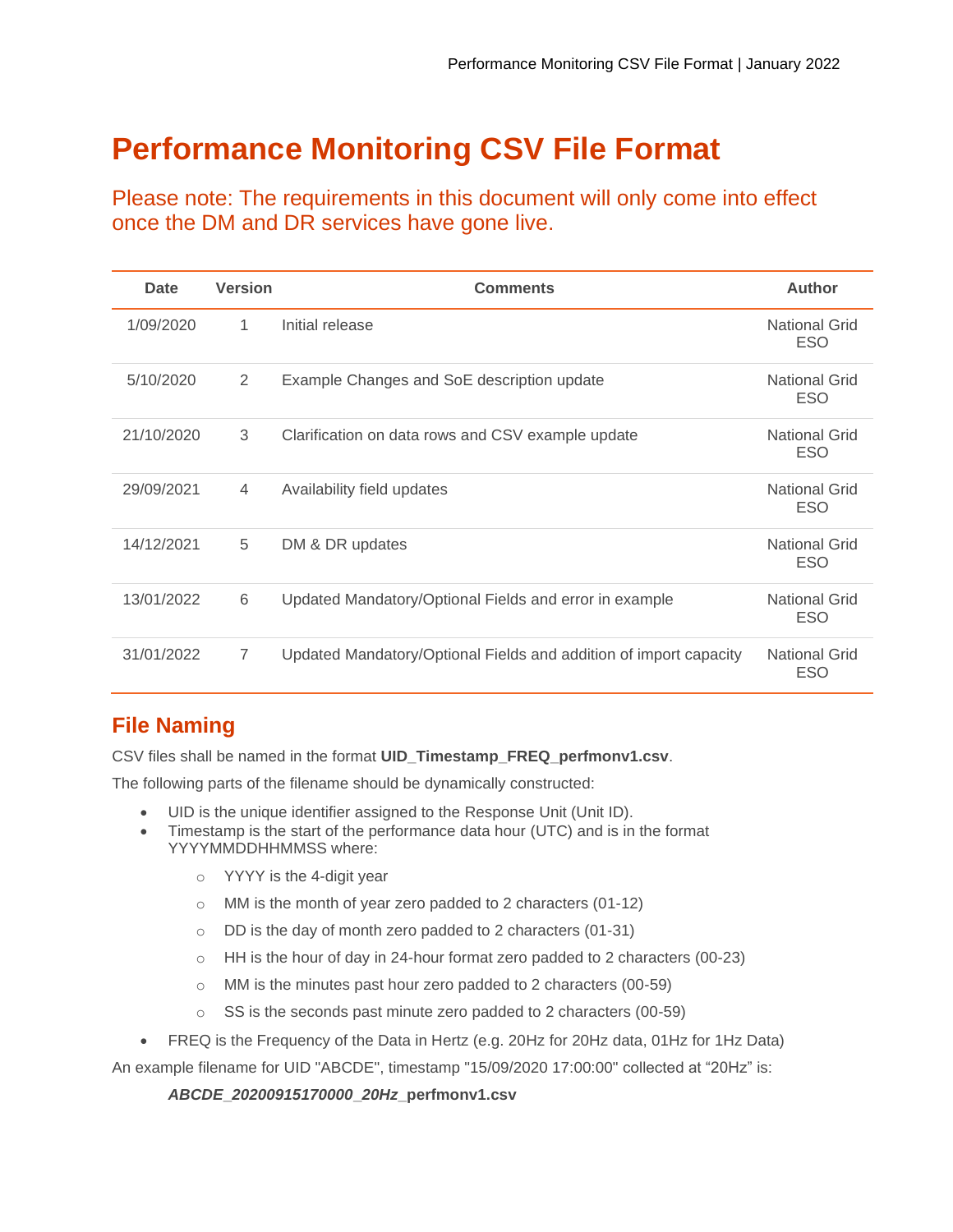# Performance Monitoring CSV File Format

Please note: The requirements in this document will only come into effect once the DM and DR services have gone live.

| Date | Version | Comments | Author |
|---|---|---|---|
| 1/09/2020 | 1 | Initial release | National Grid ESO |
| 5/10/2020 | 2 | Example Changes and SoE description update | National Grid ESO |
| 21/10/2020 | 3 | Clarification on data rows and CSV example update | National Grid ESO |
| 29/09/2021 | 4 | Availability field updates | National Grid ESO |
| 14/12/2021 | 5 | DM & DR updates | National Grid ESO |
| 13/01/2022 | 6 | Updated Mandatory/Optional Fields and error in example | National Grid ESO |
| 31/01/2022 | 7 | Updated Mandatory/Optional Fields and addition of import capacity | National Grid ESO |

## File Naming

CSV files shall be named in the format **UID_Timestamp_FREQ_perfmonv1.csv**.

The following parts of the filename should be dynamically constructed:

- UID is the unique identifier assigned to the Response Unit (Unit ID).
- Timestamp is the start of the performance data hour (UTC) and is in the format YYYYMMDDHHMMSS where:
  - YYYY is the 4-digit year
  - MM is the month of year zero padded to 2 characters (01-12)
  - DD is the day of month zero padded to 2 characters (01-31)
  - HH is the hour of day in 24-hour format zero padded to 2 characters (00-23)
  - MM is the minutes past hour zero padded to 2 characters (00-59)
  - SS is the seconds past minute zero padded to 2 characters (00-59)
- FREQ is the Frequency of the Data in Hertz (e.g. 20Hz for 20Hz data, 01Hz for 1Hz Data)

An example filename for UID "ABCDE", timestamp "15/09/2020 17:00:00" collected at "20Hz" is:

> ***ABCDE_20200915170000_20Hz*_perfmonv1.csv**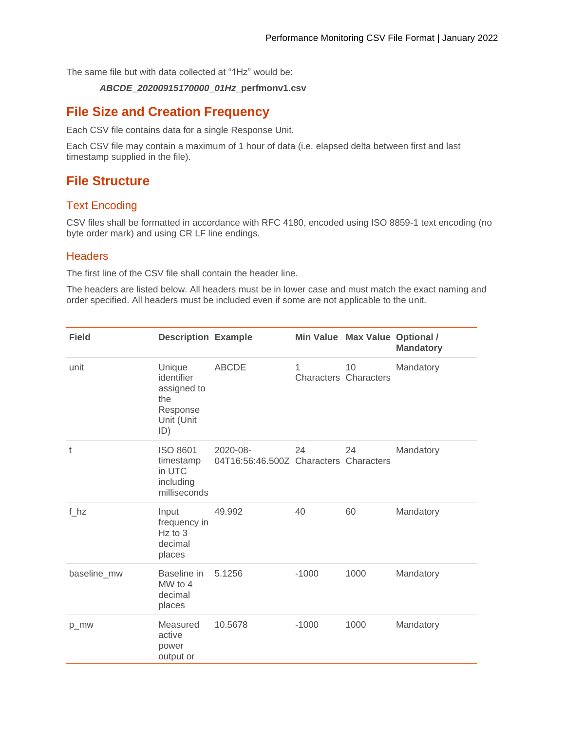The same file but with data collected at "1Hz" would be:

***ABCDE_20200915170000_01Hz*_perfmonv1.csv**

## File Size and Creation Frequency

Each CSV file contains data for a single Response Unit.

Each CSV file may contain a maximum of 1 hour of data (i.e. elapsed delta between first and last timestamp supplied in the file).

## File Structure

### Text Encoding

CSV files shall be formatted in accordance with RFC 4180, encoded using ISO 8859-1 text encoding (no byte order mark) and using CR LF line endings.

### Headers

The first line of the CSV file shall contain the header line.

The headers are listed below. All headers must be in lower case and must match the exact naming and order specified. All headers must be included even if some are not applicable to the unit.

| Field | Description | Example | Min Value | Max Value | Optional / Mandatory |
|---|---|---|---|---|---|
| unit | Unique identifier assigned to the Response Unit (Unit ID) | ABCDE | 1 Characters | 10 Characters | Mandatory |
| t | ISO 8601 timestamp in UTC including milliseconds | 2020-08-04T16:56:46.500Z | 24 Characters | 24 Characters | Mandatory |
| f_hz | Input frequency in Hz to 3 decimal places | 49.992 | 40 | 60 | Mandatory |
| baseline_mw | Baseline in MW to 4 decimal places | 5.1256 | -1000 | 1000 | Mandatory |
| p_mw | Measured active power output or | 10.5678 | -1000 | 1000 | Mandatory |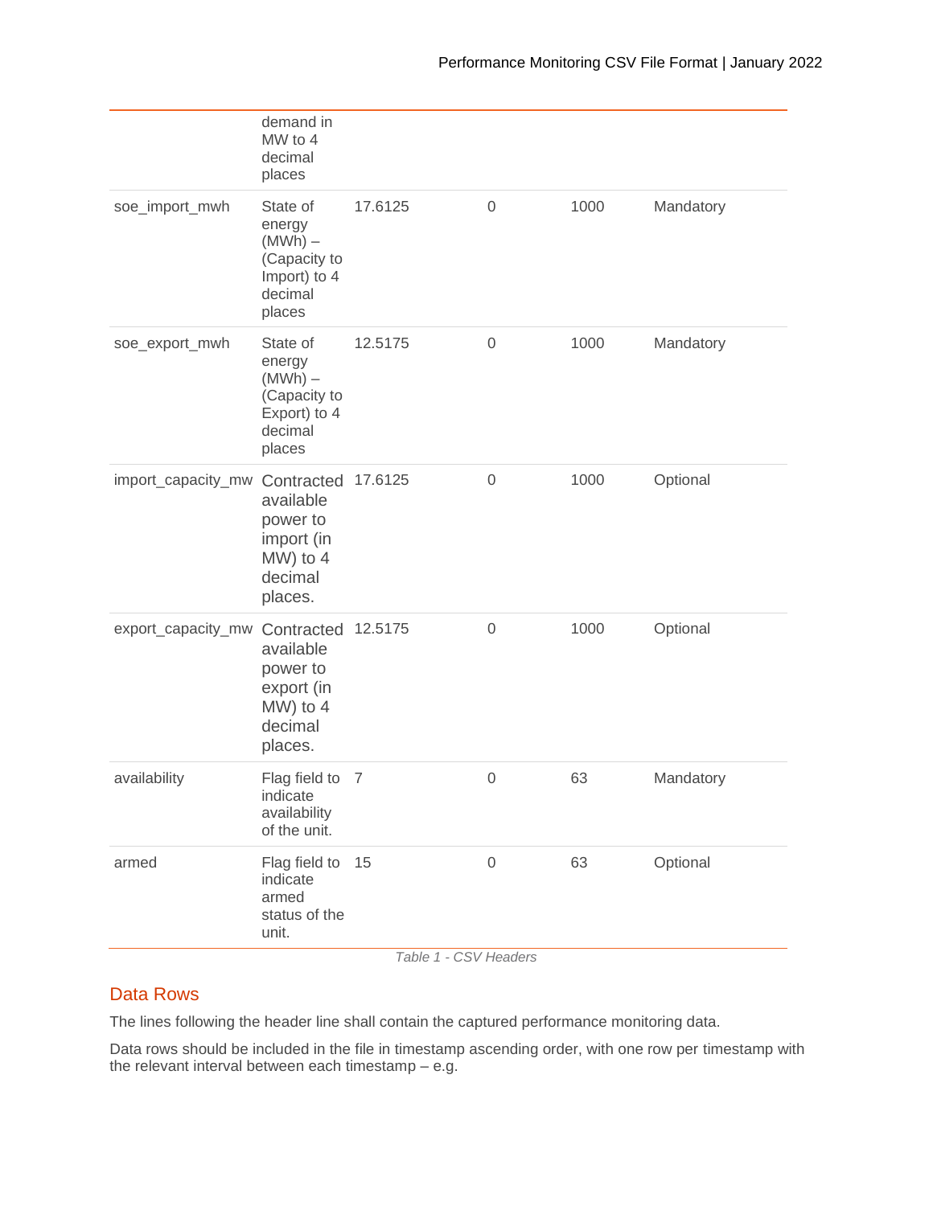| | | | | | |
|---|---|---|---|---|---|
| | demand in MW to 4 decimal places | | | | |
| soe_import_mwh | State of energy (MWh) – (Capacity to Import) to 4 decimal places | 17.6125 | 0 | 1000 | Mandatory |
| soe_export_mwh | State of energy (MWh) – (Capacity to Export) to 4 decimal places | 12.5175 | 0 | 1000 | Mandatory |
| import_capacity_mw | Contracted available power to import (in MW) to 4 decimal places. | 17.6125 | 0 | 1000 | Optional |
| export_capacity_mw | Contracted available power to export (in MW) to 4 decimal places. | 12.5175 | 0 | 1000 | Optional |
| availability | Flag field to indicate availability of the unit. | 7 | 0 | 63 | Mandatory |
| armed | Flag field to indicate armed status of the unit. | 15 | 0 | 63 | Optional |

*Table 1 - CSV Headers*

## Data Rows

The lines following the header line shall contain the captured performance monitoring data.

Data rows should be included in the file in timestamp ascending order, with one row per timestamp with the relevant interval between each timestamp – e.g.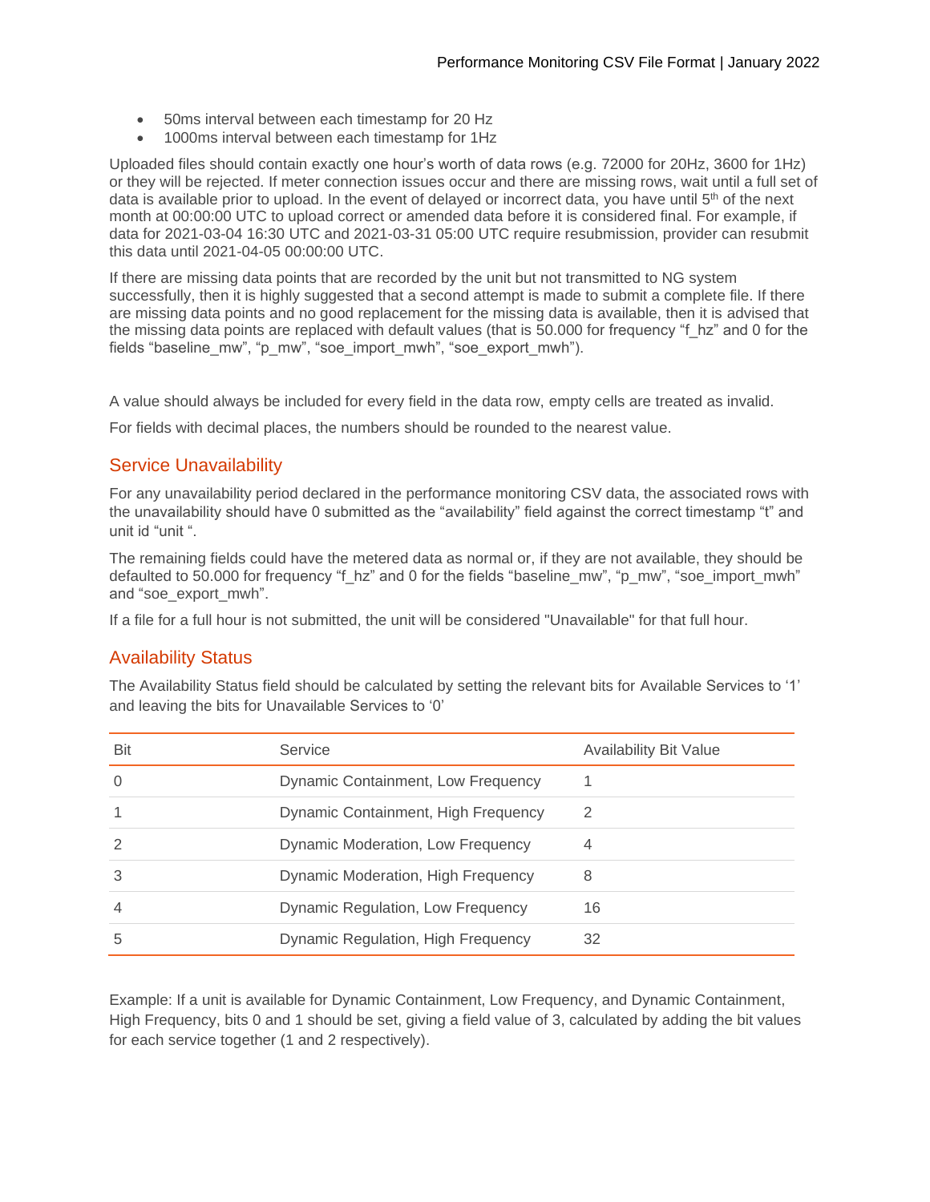- 50ms interval between each timestamp for 20 Hz
- 1000ms interval between each timestamp for 1Hz

Uploaded files should contain exactly one hour's worth of data rows (e.g. 72000 for 20Hz, 3600 for 1Hz) or they will be rejected. If meter connection issues occur and there are missing rows, wait until a full set of data is available prior to upload. In the event of delayed or incorrect data, you have until 5th of the next month at 00:00:00 UTC to upload correct or amended data before it is considered final. For example, if data for 2021-03-04 16:30 UTC and 2021-03-31 05:00 UTC require resubmission, provider can resubmit this data until 2021-04-05 00:00:00 UTC.

If there are missing data points that are recorded by the unit but not transmitted to NG system successfully, then it is highly suggested that a second attempt is made to submit a complete file. If there are missing data points and no good replacement for the missing data is available, then it is advised that the missing data points are replaced with default values (that is 50.000 for frequency "f_hz" and 0 for the fields "baseline_mw", "p_mw", "soe_import_mwh", "soe_export_mwh").

A value should always be included for every field in the data row, empty cells are treated as invalid.

For fields with decimal places, the numbers should be rounded to the nearest value.

## Service Unavailability

For any unavailability period declared in the performance monitoring CSV data, the associated rows with the unavailability should have 0 submitted as the "availability" field against the correct timestamp "t" and unit id "unit ".

The remaining fields could have the metered data as normal or, if they are not available, they should be defaulted to 50.000 for frequency "f_hz" and 0 for the fields "baseline_mw", "p_mw", "soe_import_mwh" and "soe_export_mwh".

If a file for a full hour is not submitted, the unit will be considered "Unavailable" for that full hour.

## Availability Status

The Availability Status field should be calculated by setting the relevant bits for Available Services to '1' and leaving the bits for Unavailable Services to '0'

| Bit | Service | Availability Bit Value |
|---|---|---|
| 0 | Dynamic Containment, Low Frequency | 1 |
| 1 | Dynamic Containment, High Frequency | 2 |
| 2 | Dynamic Moderation, Low Frequency | 4 |
| 3 | Dynamic Moderation, High Frequency | 8 |
| 4 | Dynamic Regulation, Low Frequency | 16 |
| 5 | Dynamic Regulation, High Frequency | 32 |

Example: If a unit is available for Dynamic Containment, Low Frequency, and Dynamic Containment, High Frequency, bits 0 and 1 should be set, giving a field value of 3, calculated by adding the bit values for each service together (1 and 2 respectively).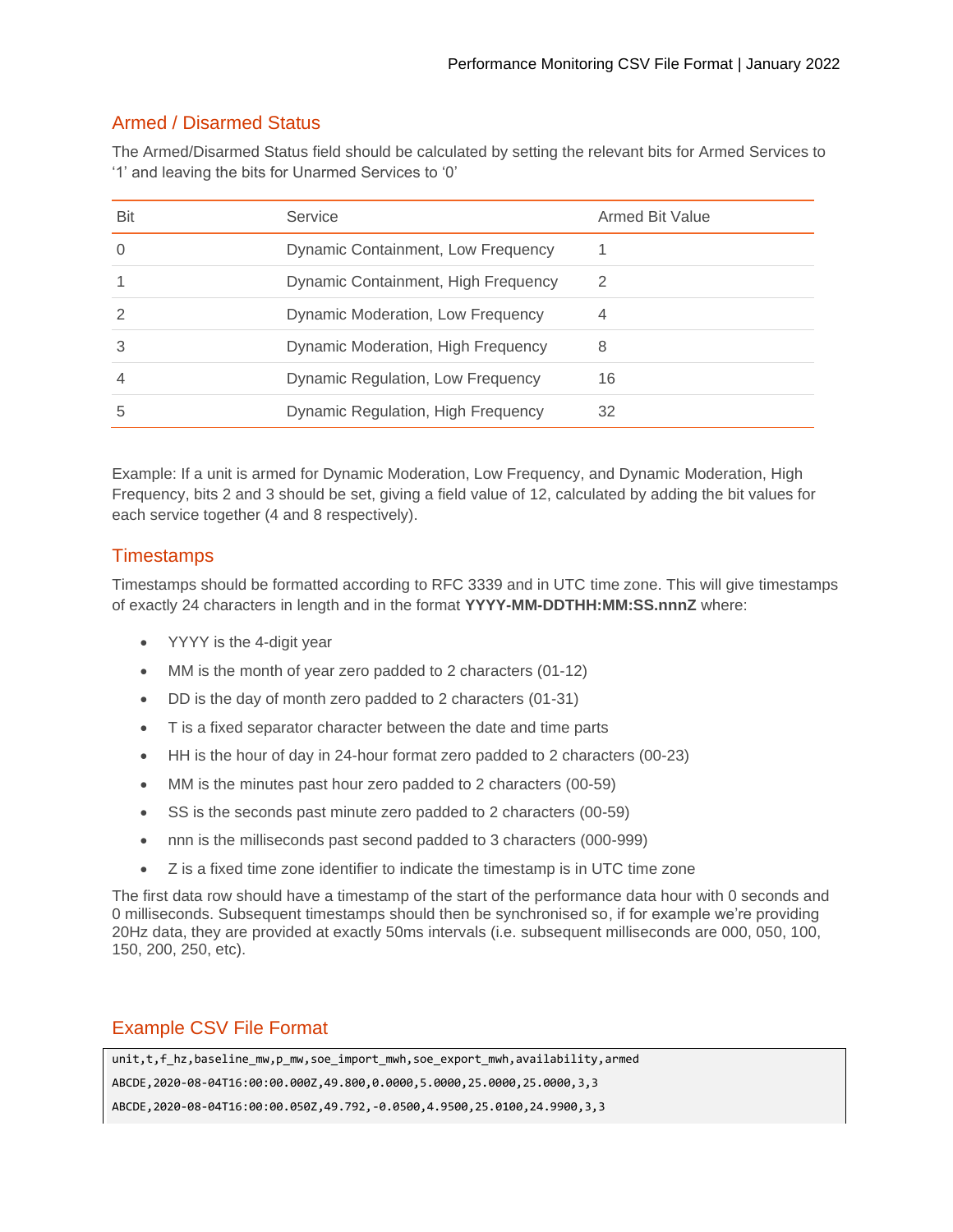## Armed / Disarmed Status

The Armed/Disarmed Status field should be calculated by setting the relevant bits for Armed Services to '1' and leaving the bits for Unarmed Services to '0'

| Bit | Service | Armed Bit Value |
|---|---|---|
| 0 | Dynamic Containment, Low Frequency | 1 |
| 1 | Dynamic Containment, High Frequency | 2 |
| 2 | Dynamic Moderation, Low Frequency | 4 |
| 3 | Dynamic Moderation, High Frequency | 8 |
| 4 | Dynamic Regulation, Low Frequency | 16 |
| 5 | Dynamic Regulation, High Frequency | 32 |

Example: If a unit is armed for Dynamic Moderation, Low Frequency, and Dynamic Moderation, High Frequency, bits 2 and 3 should be set, giving a field value of 12, calculated by adding the bit values for each service together (4 and 8 respectively).

## Timestamps

Timestamps should be formatted according to RFC 3339 and in UTC time zone. This will give timestamps of exactly 24 characters in length and in the format **YYYY-MM-DDTHH:MM:SS.nnnZ** where:

- YYYY is the 4-digit year
- MM is the month of year zero padded to 2 characters (01-12)
- DD is the day of month zero padded to 2 characters (01-31)
- T is a fixed separator character between the date and time parts
- HH is the hour of day in 24-hour format zero padded to 2 characters (00-23)
- MM is the minutes past hour zero padded to 2 characters (00-59)
- SS is the seconds past minute zero padded to 2 characters (00-59)
- nnn is the milliseconds past second padded to 3 characters (000-999)
- Z is a fixed time zone identifier to indicate the timestamp is in UTC time zone

The first data row should have a timestamp of the start of the performance data hour with 0 seconds and 0 milliseconds. Subsequent timestamps should then be synchronised so, if for example we're providing 20Hz data, they are provided at exactly 50ms intervals (i.e. subsequent milliseconds are 000, 050, 100, 150, 200, 250, etc).

## Example CSV File Format

```
unit,t,f_hz,baseline_mw,p_mw,soe_import_mwh,soe_export_mwh,availability,armed
ABCDE,2020-08-04T16:00:00.000Z,49.800,0.0000,5.0000,25.0000,25.0000,3,3
ABCDE,2020-08-04T16:00:00.050Z,49.792,-0.0500,4.9500,25.0100,24.9900,3,3
```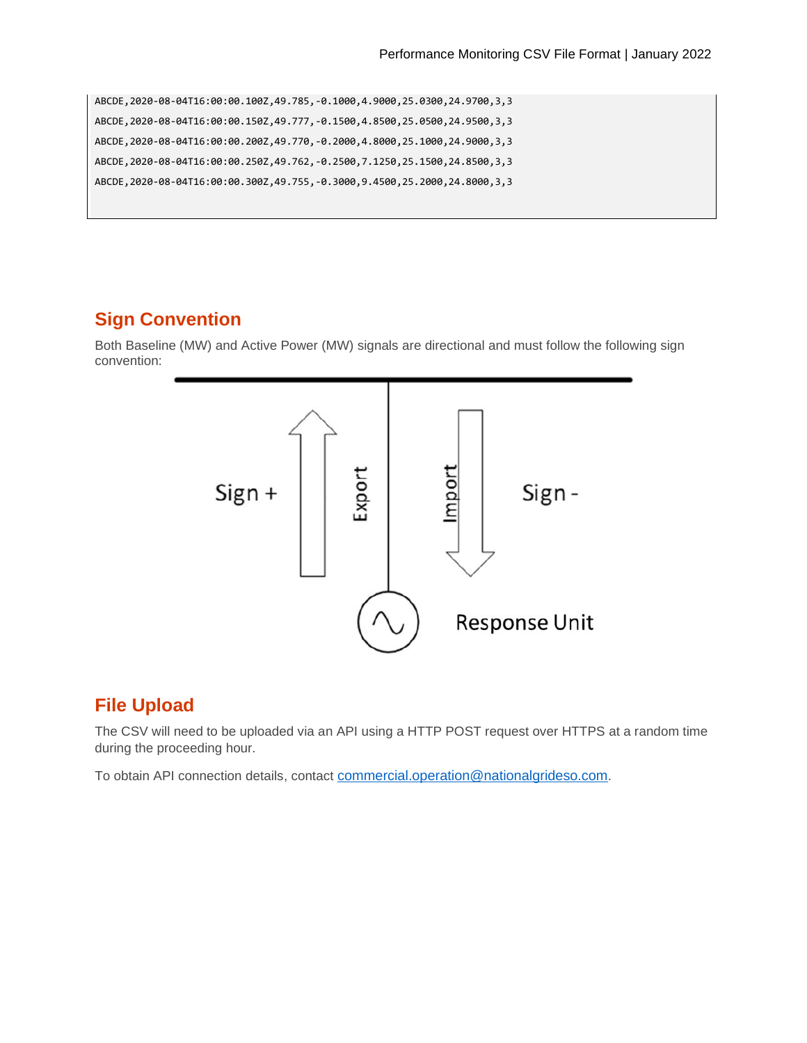```
ABCDE,2020-08-04T16:00:00.100Z,49.785,-0.1000,4.9000,25.0300,24.9700,3,3
ABCDE,2020-08-04T16:00:00.150Z,49.777,-0.1500,4.8500,25.0500,24.9500,3,3
ABCDE,2020-08-04T16:00:00.200Z,49.770,-0.2000,4.8000,25.1000,24.9000,3,3
ABCDE,2020-08-04T16:00:00.250Z,49.762,-0.2500,7.1250,25.1500,24.8500,3,3
ABCDE,2020-08-04T16:00:00.300Z,49.755,-0.3000,9.4500,25.2000,24.8000,3,3
```

## Sign Convention

Both Baseline (MW) and Active Power (MW) signals are directional and must follow the following sign convention:

Sign +

Export

Import

Sign -

Response Unit

## File Upload

The CSV will need to be uploaded via an API using a HTTP POST request over HTTPS at a random time during the proceeding hour.

To obtain API connection details, contact commercial.operation@nationalgrideso.com.